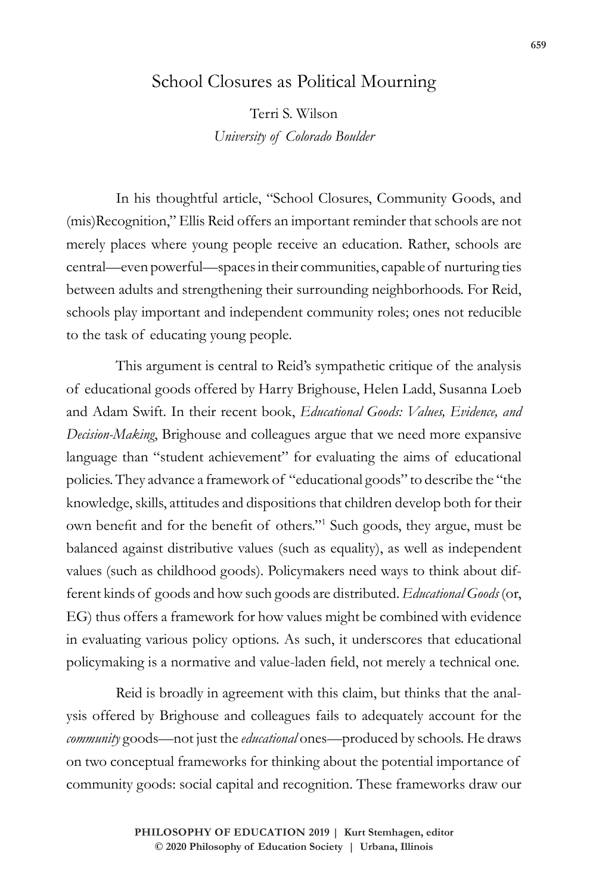# School Closures as Political Mourning

Terri S. Wilson
*University of Colorado Boulder*

In his thoughtful article, "School Closures, Community Goods, and (mis)Recognition," Ellis Reid offers an important reminder that schools are not merely places where young people receive an education. Rather, schools are central—even powerful—spaces in their communities, capable of nurturing ties between adults and strengthening their surrounding neighborhoods. For Reid, schools play important and independent community roles; ones not reducible to the task of educating young people.

This argument is central to Reid's sympathetic critique of the analysis of educational goods offered by Harry Brighouse, Helen Ladd, Susanna Loeb and Adam Swift. In their recent book, *Educational Goods: Values, Evidence, and Decision-Making*, Brighouse and colleagues argue that we need more expansive language than "student achievement" for evaluating the aims of educational policies. They advance a framework of "educational goods" to describe the "the knowledge, skills, attitudes and dispositions that children develop both for their own benefit and for the benefit of others."[1] Such goods, they argue, must be balanced against distributive values (such as equality), as well as independent values (such as childhood goods). Policymakers need ways to think about different kinds of goods and how such goods are distributed. *Educational Goods* (or, EG) thus offers a framework for how values might be combined with evidence in evaluating various policy options. As such, it underscores that educational policymaking is a normative and value-laden field, not merely a technical one.

Reid is broadly in agreement with this claim, but thinks that the analysis offered by Brighouse and colleagues fails to adequately account for the *community* goods—not just the *educational* ones—produced by schools. He draws on two conceptual frameworks for thinking about the potential importance of community goods: social capital and recognition. These frameworks draw our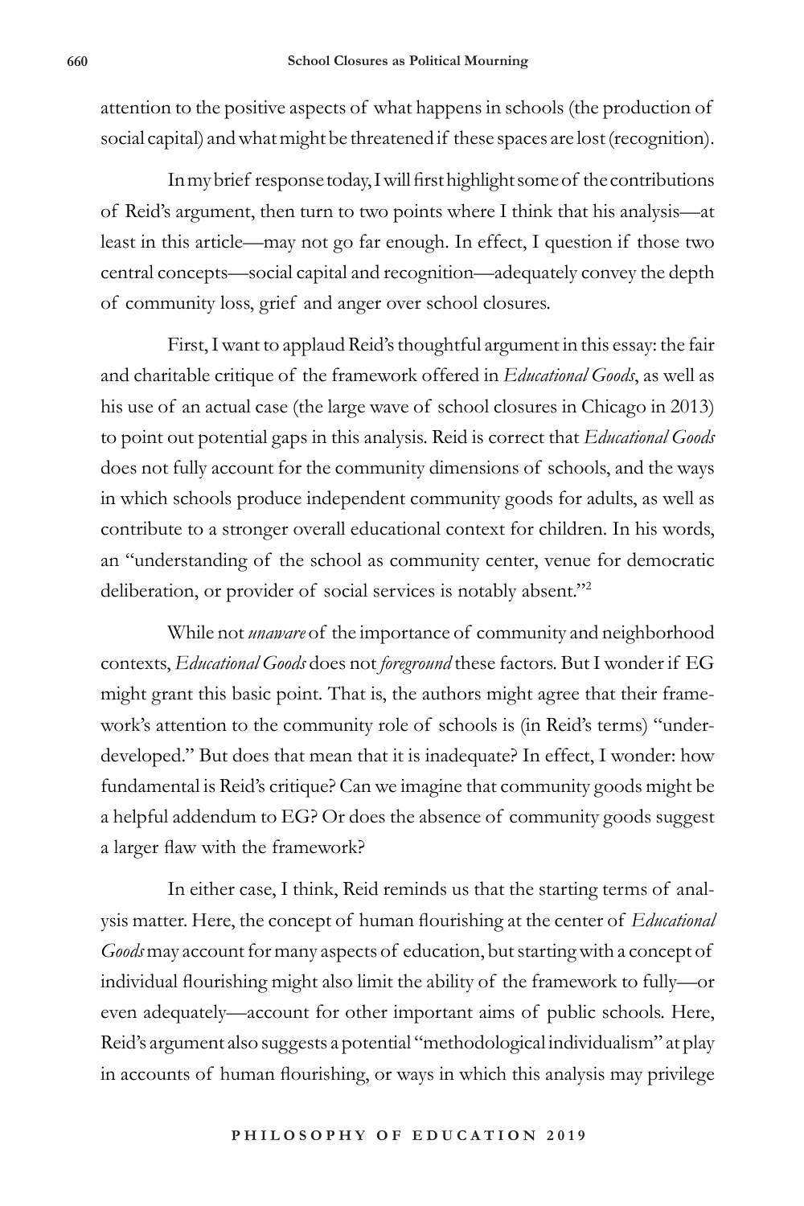attention to the positive aspects of what happens in schools (the production of social capital) and what might be threatened if these spaces are lost (recognition).

In my brief response today, I will first highlight some of the contributions of Reid's argument, then turn to two points where I think that his analysis—at least in this article—may not go far enough. In effect, I question if those two central concepts—social capital and recognition—adequately convey the depth of community loss, grief and anger over school closures.

First, I want to applaud Reid's thoughtful argument in this essay: the fair and charitable critique of the framework offered in *Educational Goods*, as well as his use of an actual case (the large wave of school closures in Chicago in 2013) to point out potential gaps in this analysis. Reid is correct that *Educational Goods* does not fully account for the community dimensions of schools, and the ways in which schools produce independent community goods for adults, as well as contribute to a stronger overall educational context for children. In his words, an "understanding of the school as community center, venue for democratic deliberation, or provider of social services is notably absent."[2]

While not *unaware* of the importance of community and neighborhood contexts, *Educational Goods* does not *foreground* these factors. But I wonder if EG might grant this basic point. That is, the authors might agree that their framework's attention to the community role of schools is (in Reid's terms) "underdeveloped." But does that mean that it is inadequate? In effect, I wonder: how fundamental is Reid's critique? Can we imagine that community goods might be a helpful addendum to EG? Or does the absence of community goods suggest a larger flaw with the framework?

In either case, I think, Reid reminds us that the starting terms of analysis matter. Here, the concept of human flourishing at the center of *Educational Goods* may account for many aspects of education, but starting with a concept of individual flourishing might also limit the ability of the framework to fully—or even adequately—account for other important aims of public schools. Here, Reid's argument also suggests a potential "methodological individualism" at play in accounts of human flourishing, or ways in which this analysis may privilege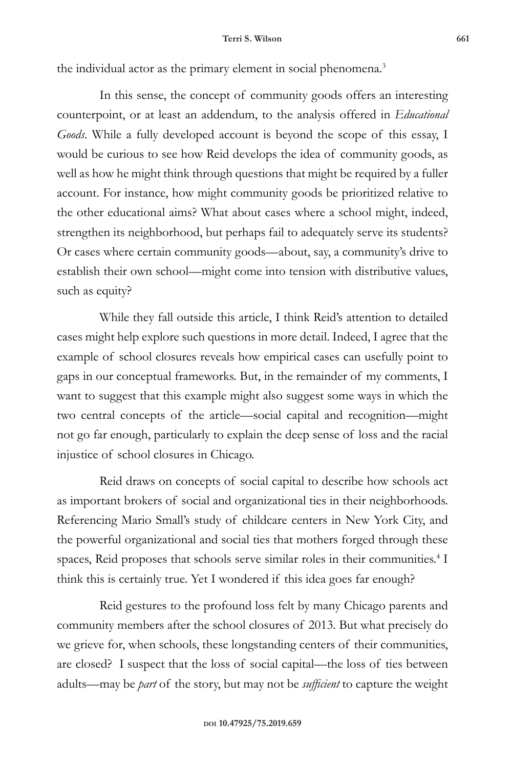the individual actor as the primary element in social phenomena.[3]

In this sense, the concept of community goods offers an interesting counterpoint, or at least an addendum, to the analysis offered in *Educational Goods*. While a fully developed account is beyond the scope of this essay, I would be curious to see how Reid develops the idea of community goods, as well as how he might think through questions that might be required by a fuller account. For instance, how might community goods be prioritized relative to the other educational aims? What about cases where a school might, indeed, strengthen its neighborhood, but perhaps fail to adequately serve its students? Or cases where certain community goods—about, say, a community's drive to establish their own school—might come into tension with distributive values, such as equity?

While they fall outside this article, I think Reid's attention to detailed cases might help explore such questions in more detail. Indeed, I agree that the example of school closures reveals how empirical cases can usefully point to gaps in our conceptual frameworks. But, in the remainder of my comments, I want to suggest that this example might also suggest some ways in which the two central concepts of the article—social capital and recognition—might not go far enough, particularly to explain the deep sense of loss and the racial injustice of school closures in Chicago.

Reid draws on concepts of social capital to describe how schools act as important brokers of social and organizational ties in their neighborhoods. Referencing Mario Small's study of childcare centers in New York City, and the powerful organizational and social ties that mothers forged through these spaces, Reid proposes that schools serve similar roles in their communities.[4] I think this is certainly true. Yet I wondered if this idea goes far enough?

Reid gestures to the profound loss felt by many Chicago parents and community members after the school closures of 2013. But what precisely do we grieve for, when schools, these longstanding centers of their communities, are closed? I suspect that the loss of social capital—the loss of ties between adults—may be *part* of the story, but may not be *sufficient* to capture the weight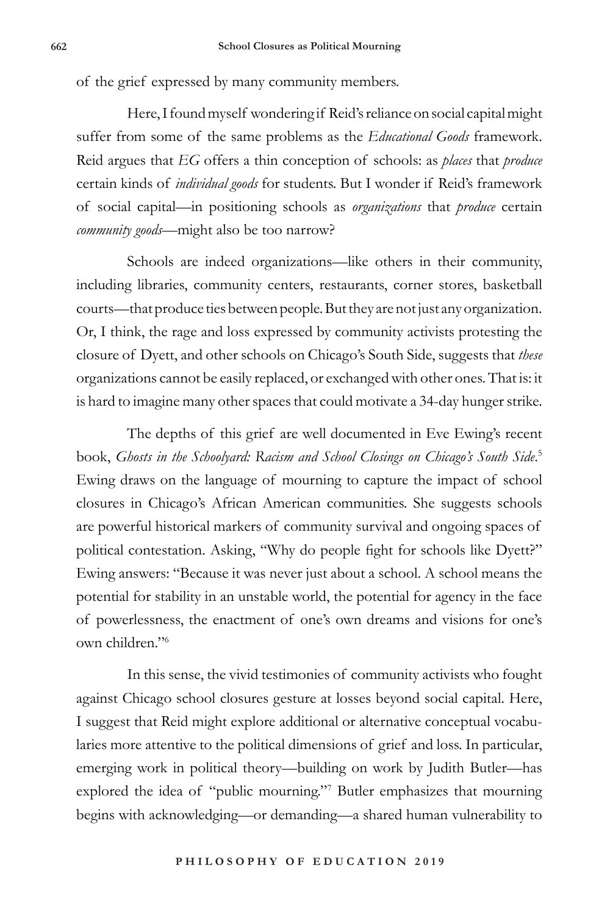of the grief expressed by many community members.

Here, I found myself wondering if Reid's reliance on social capital might suffer from some of the same problems as the *Educational Goods* framework. Reid argues that *EG* offers a thin conception of schools: as *places* that *produce* certain kinds of *individual goods* for students. But I wonder if Reid's framework of social capital—in positioning schools as *organizations* that *produce* certain *community goods*—might also be too narrow?

Schools are indeed organizations—like others in their community, including libraries, community centers, restaurants, corner stores, basketball courts—that produce ties between people. But they are not just any organization. Or, I think, the rage and loss expressed by community activists protesting the closure of Dyett, and other schools on Chicago's South Side, suggests that *these* organizations cannot be easily replaced, or exchanged with other ones. That is: it is hard to imagine many other spaces that could motivate a 34-day hunger strike.

The depths of this grief are well documented in Eve Ewing's recent book, *Ghosts in the Schoolyard: Racism and School Closings on Chicago's South Side*.[5] Ewing draws on the language of mourning to capture the impact of school closures in Chicago's African American communities. She suggests schools are powerful historical markers of community survival and ongoing spaces of political contestation. Asking, "Why do people fight for schools like Dyett?" Ewing answers: "Because it was never just about a school. A school means the potential for stability in an unstable world, the potential for agency in the face of powerlessness, the enactment of one's own dreams and visions for one's own children."[6]

In this sense, the vivid testimonies of community activists who fought against Chicago school closures gesture at losses beyond social capital. Here, I suggest that Reid might explore additional or alternative conceptual vocabularies more attentive to the political dimensions of grief and loss. In particular, emerging work in political theory—building on work by Judith Butler—has explored the idea of "public mourning."[7] Butler emphasizes that mourning begins with acknowledging—or demanding—a shared human vulnerability to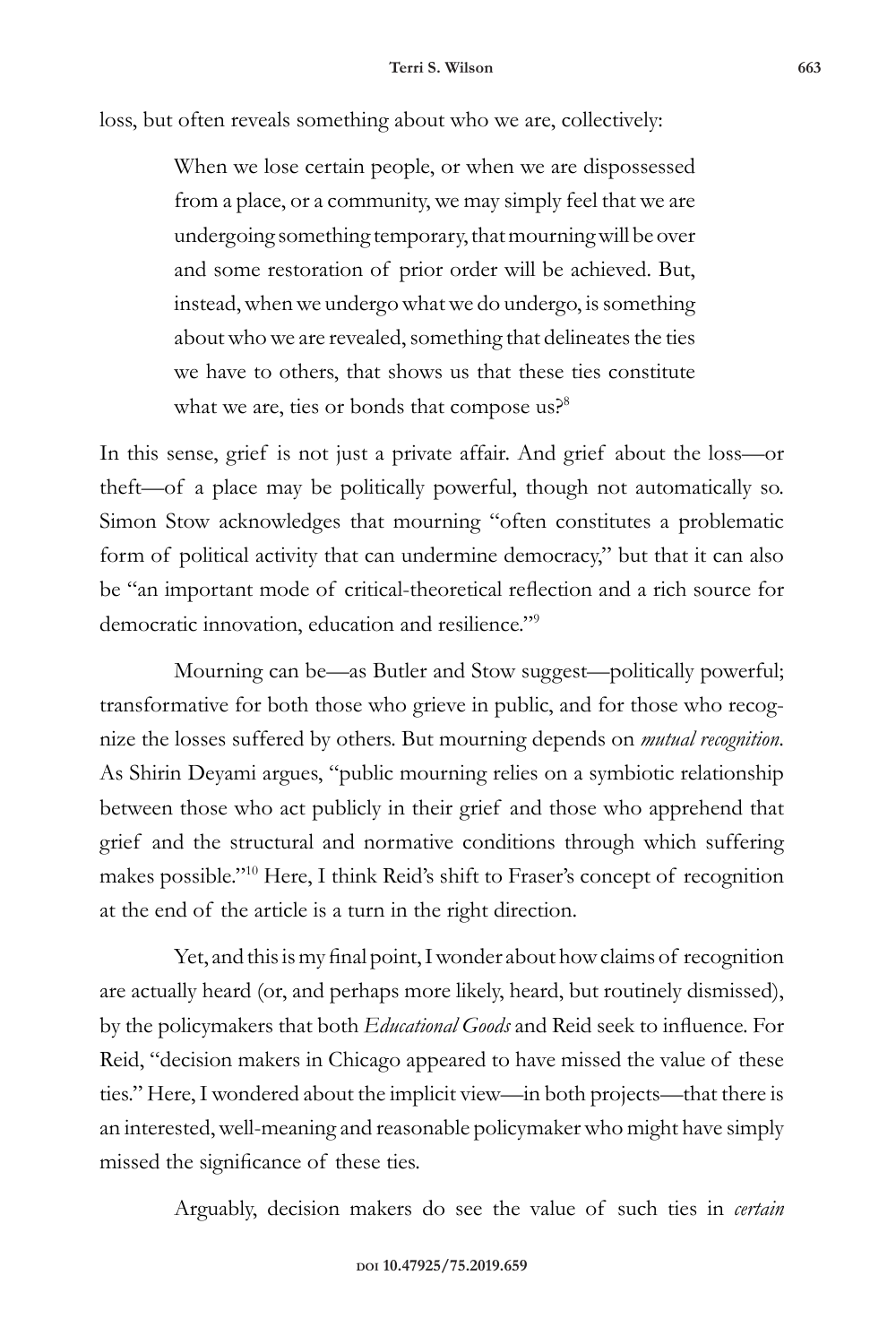loss, but often reveals something about who we are, collectively:

> When we lose certain people, or when we are dispossessed from a place, or a community, we may simply feel that we are undergoing something temporary, that mourning will be over and some restoration of prior order will be achieved. But, instead, when we undergo what we do undergo, is something about who we are revealed, something that delineates the ties we have to others, that shows us that these ties constitute what we are, ties or bonds that compose us?[8]

In this sense, grief is not just a private affair. And grief about the loss—or theft—of a place may be politically powerful, though not automatically so. Simon Stow acknowledges that mourning "often constitutes a problematic form of political activity that can undermine democracy," but that it can also be "an important mode of critical-theoretical reflection and a rich source for democratic innovation, education and resilience."[9]

Mourning can be—as Butler and Stow suggest—politically powerful; transformative for both those who grieve in public, and for those who recognize the losses suffered by others. But mourning depends on *mutual recognition*. As Shirin Deyami argues, "public mourning relies on a symbiotic relationship between those who act publicly in their grief and those who apprehend that grief and the structural and normative conditions through which suffering makes possible."[10] Here, I think Reid's shift to Fraser's concept of recognition at the end of the article is a turn in the right direction.

Yet, and this is my final point, I wonder about how claims of recognition are actually heard (or, and perhaps more likely, heard, but routinely dismissed), by the policymakers that both *Educational Goods* and Reid seek to influence. For Reid, "decision makers in Chicago appeared to have missed the value of these ties." Here, I wondered about the implicit view—in both projects—that there is an interested, well-meaning and reasonable policymaker who might have simply missed the significance of these ties.

Arguably, decision makers do see the value of such ties in *certain*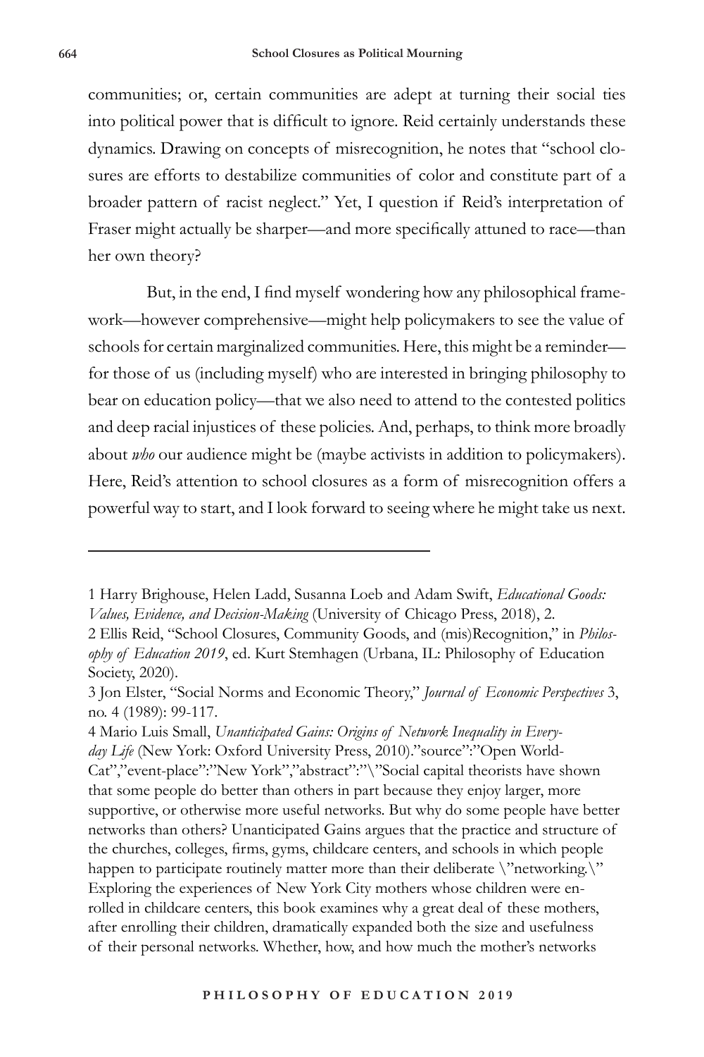communities; or, certain communities are adept at turning their social ties into political power that is difficult to ignore. Reid certainly understands these dynamics. Drawing on concepts of misrecognition, he notes that "school closures are efforts to destabilize communities of color and constitute part of a broader pattern of racist neglect." Yet, I question if Reid's interpretation of Fraser might actually be sharper—and more specifically attuned to race—than her own theory?

But, in the end, I find myself wondering how any philosophical framework—however comprehensive—might help policymakers to see the value of schools for certain marginalized communities. Here, this might be a reminder—for those of us (including myself) who are interested in bringing philosophy to bear on education policy—that we also need to attend to the contested politics and deep racial injustices of these policies. And, perhaps, to think more broadly about *who* our audience might be (maybe activists in addition to policymakers). Here, Reid's attention to school closures as a form of misrecognition offers a powerful way to start, and I look forward to seeing where he might take us next.

---

1 Harry Brighouse, Helen Ladd, Susanna Loeb and Adam Swift, *Educational Goods: Values, Evidence, and Decision-Making* (University of Chicago Press, 2018), 2.

2 Ellis Reid, "School Closures, Community Goods, and (mis)Recognition," in *Philosophy of Education 2019*, ed. Kurt Stemhagen (Urbana, IL: Philosophy of Education Society, 2020).

3 Jon Elster, "Social Norms and Economic Theory," *Journal of Economic Perspectives* 3, no. 4 (1989): 99-117.

4 Mario Luis Small, *Unanticipated Gains: Origins of Network Inequality in Everyday Life* (New York: Oxford University Press, 2010)."source":"Open WorldCat","event-place":"New York","abstract":"\"Social capital theorists have shown that some people do better than others in part because they enjoy larger, more supportive, or otherwise more useful networks. But why do some people have better networks than others? Unanticipated Gains argues that the practice and structure of the churches, colleges, firms, gyms, childcare centers, and schools in which people happen to participate routinely matter more than their deliberate \"networking.\" Exploring the experiences of New York City mothers whose children were enrolled in childcare centers, this book examines why a great deal of these mothers, after enrolling their children, dramatically expanded both the size and usefulness of their personal networks. Whether, how, and how much the mother's networks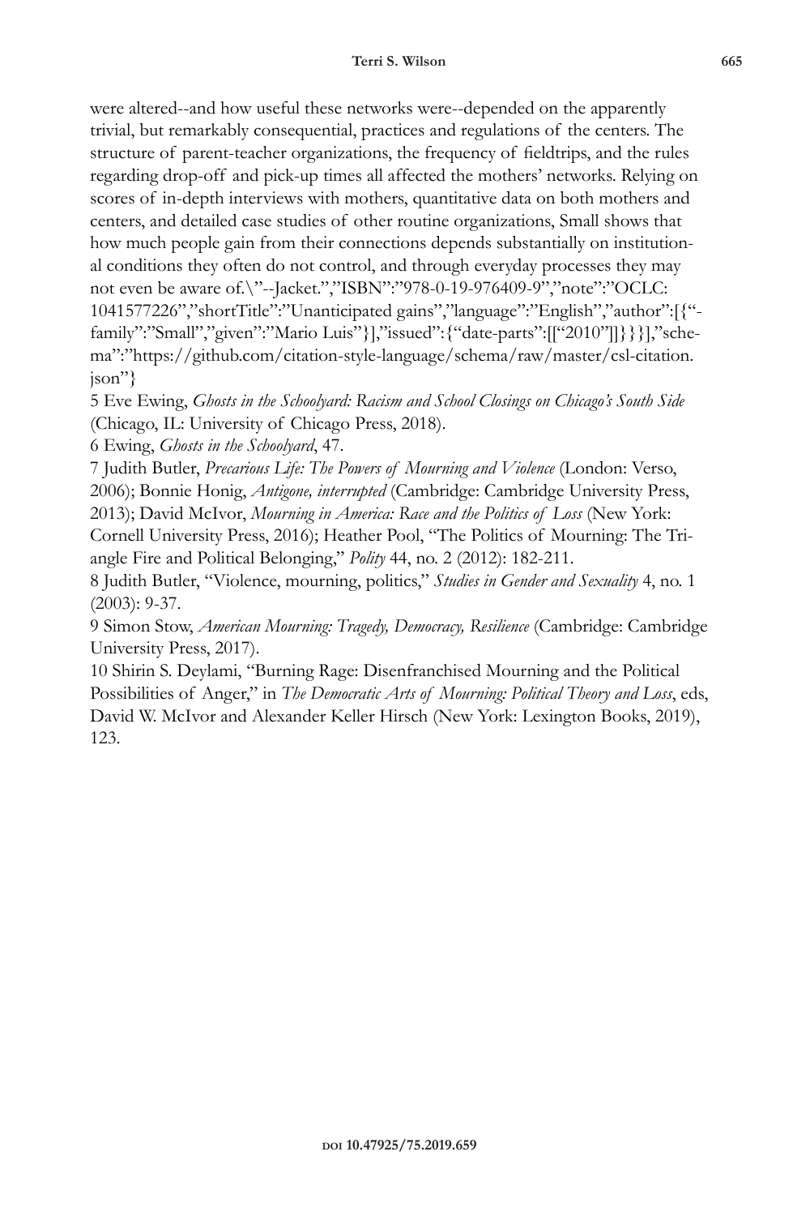were altered--and how useful these networks were--depended on the apparently trivial, but remarkably consequential, practices and regulations of the centers. The structure of parent-teacher organizations, the frequency of fieldtrips, and the rules regarding drop-off and pick-up times all affected the mothers' networks. Relying on scores of in-depth interviews with mothers, quantitative data on both mothers and centers, and detailed case studies of other routine organizations, Small shows that how much people gain from their connections depends substantially on institutional conditions they often do not control, and through everyday processes they may not even be aware of.\"--Jacket.","ISBN":"978-0-19-976409-9","note":"OCLC: 1041577226","shortTitle":"Unanticipated gains","language":"English","author":[{"family":"Small","given":"Mario Luis"}],"issued":{"date-parts":[["2010"]]}}}],"schema":"https://github.com/citation-style-language/schema/raw/master/csl-citation.json"}

5 Eve Ewing, *Ghosts in the Schoolyard: Racism and School Closings on Chicago's South Side* (Chicago, IL: University of Chicago Press, 2018).

6 Ewing, *Ghosts in the Schoolyard*, 47.

7 Judith Butler, *Precarious Life: The Powers of Mourning and Violence* (London: Verso, 2006); Bonnie Honig, *Antigone, interrupted* (Cambridge: Cambridge University Press, 2013); David McIvor, *Mourning in America: Race and the Politics of Loss* (New York: Cornell University Press, 2016); Heather Pool, "The Politics of Mourning: The Triangle Fire and Political Belonging," *Polity* 44, no. 2 (2012): 182-211.

8 Judith Butler, "Violence, mourning, politics," *Studies in Gender and Sexuality* 4, no. 1 (2003): 9-37.

9 Simon Stow, *American Mourning: Tragedy, Democracy, Resilience* (Cambridge: Cambridge University Press, 2017).

10 Shirin S. Deylami, "Burning Rage: Disenfranchised Mourning and the Political Possibilities of Anger," in *The Democratic Arts of Mourning: Political Theory and Loss*, eds, David W. McIvor and Alexander Keller Hirsch (New York: Lexington Books, 2019), 123.